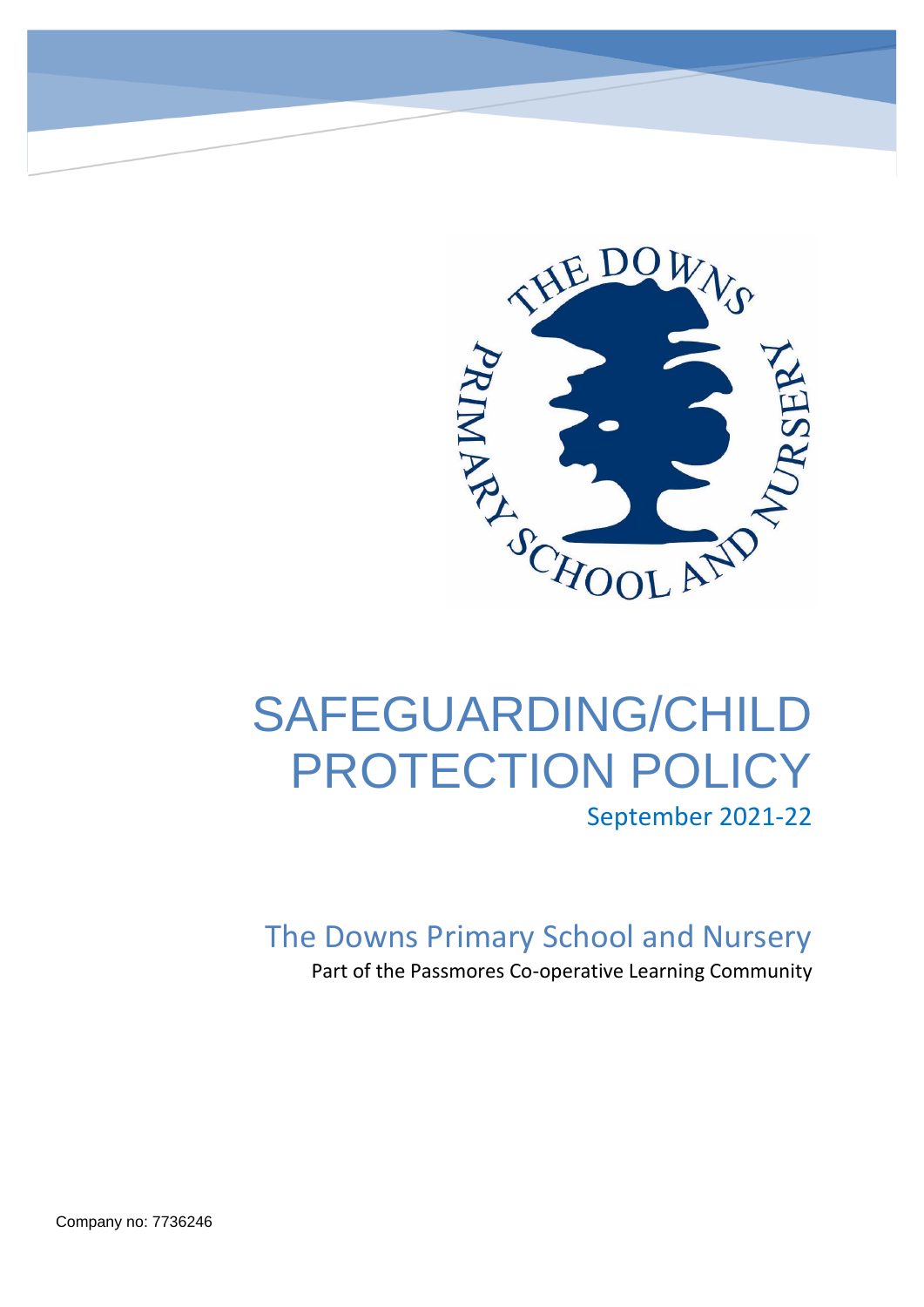# SAFEGUARDING/CHILD PROTECTION POLICY

September 2021-22

## The Downs Primary School and Nursery

Part of the Passmores Co-operative Learning Community

Company no: 7736246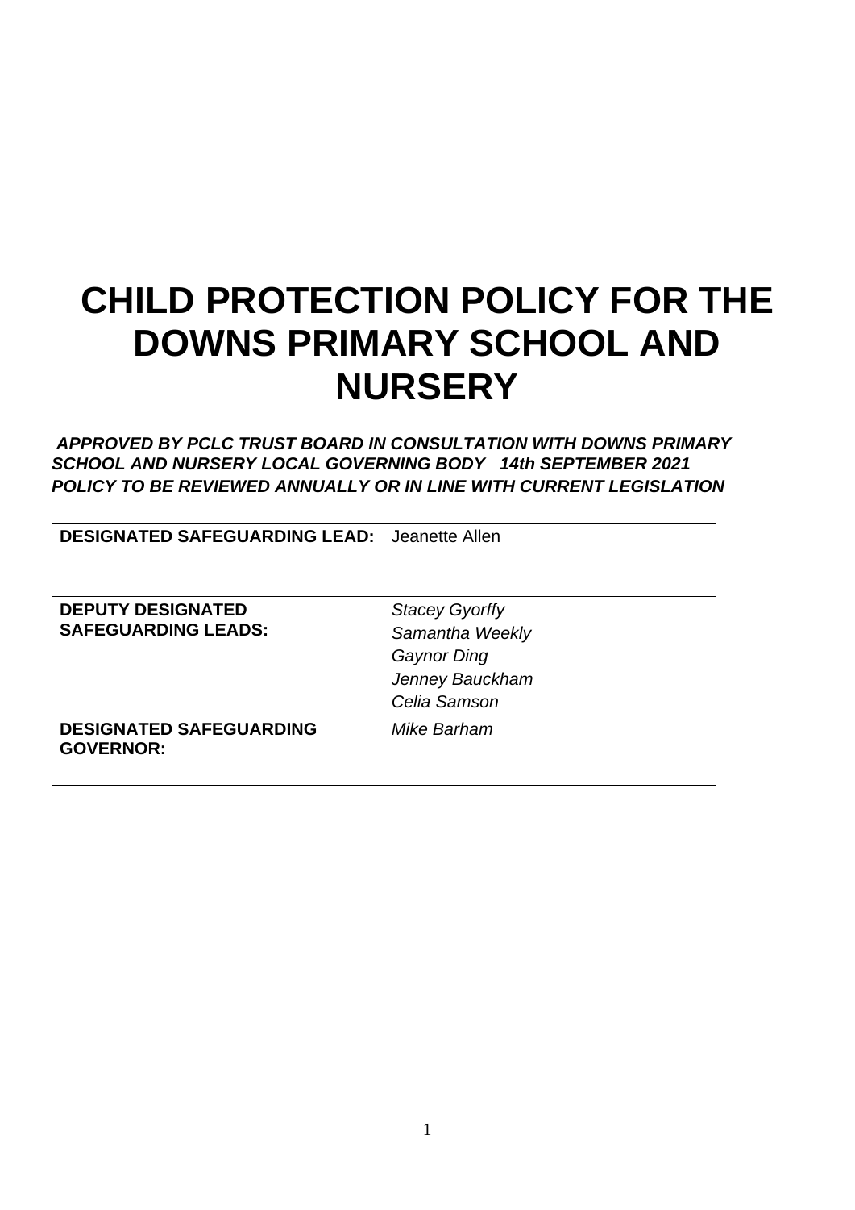# CHILD PROTECTION POLICY FOR THE DOWNS PRIMARY SCHOOL AND NURSERY

***APPROVED BY PCLC TRUST BOARD IN CONSULTATION WITH DOWNS PRIMARY SCHOOL AND NURSERY LOCAL GOVERNING BODY 14th SEPTEMBER 2021***
***POLICY TO BE REVIEWED ANNUALLY OR IN LINE WITH CURRENT LEGISLATION***

| | |
|---|---|
| **DESIGNATED SAFEGUARDING LEAD:** | Jeanette Allen |
| **DEPUTY DESIGNATED SAFEGUARDING LEADS:** | *Stacey Gyorffy*<br>*Samantha Weekly*<br>*Gaynor Ding*<br>*Jenney Bauckham*<br>*Celia Samson* |
| **DESIGNATED SAFEGUARDING GOVERNOR:** | *Mike Barham* |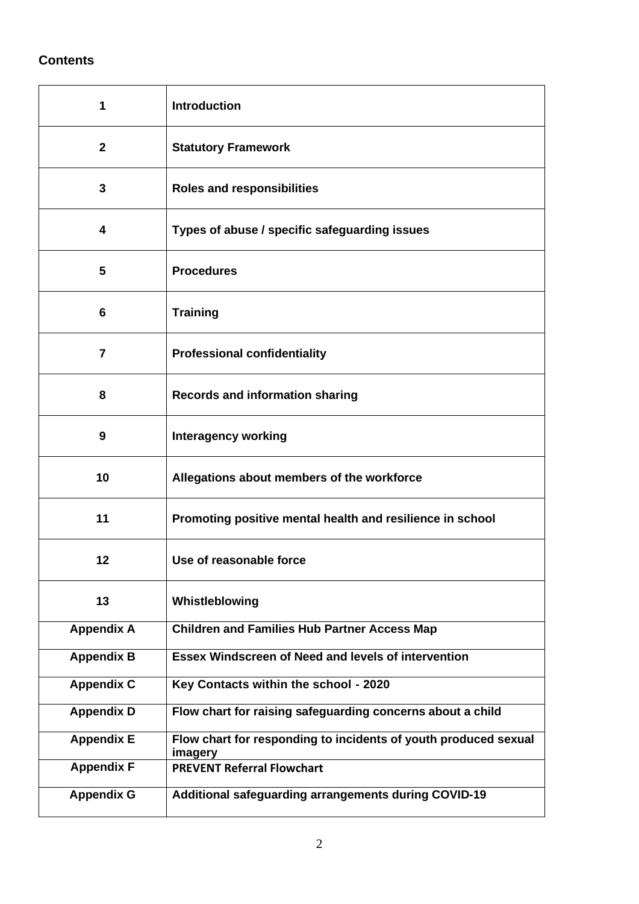## Contents

| | |
|---|---|
| **1** | **Introduction** |
| **2** | **Statutory Framework** |
| **3** | **Roles and responsibilities** |
| **4** | **Types of abuse / specific safeguarding issues** |
| **5** | **Procedures** |
| **6** | **Training** |
| **7** | **Professional confidentiality** |
| **8** | **Records and information sharing** |
| **9** | **Interagency working** |
| **10** | **Allegations about members of the workforce** |
| **11** | **Promoting positive mental health and resilience in school** |
| **12** | **Use of reasonable force** |
| **13** | **Whistleblowing** |
| **Appendix A** | **Children and Families Hub Partner Access Map** |
| **Appendix B** | **Essex Windscreen of Need and levels of intervention** |
| **Appendix C** | **Key Contacts within the school - 2020** |
| **Appendix D** | **Flow chart for raising safeguarding concerns about a child** |
| **Appendix E** | **Flow chart for responding to incidents of youth produced sexual imagery** |
| **Appendix F** | **PREVENT Referral Flowchart** |
| **Appendix G** | **Additional safeguarding arrangements during COVID-19** |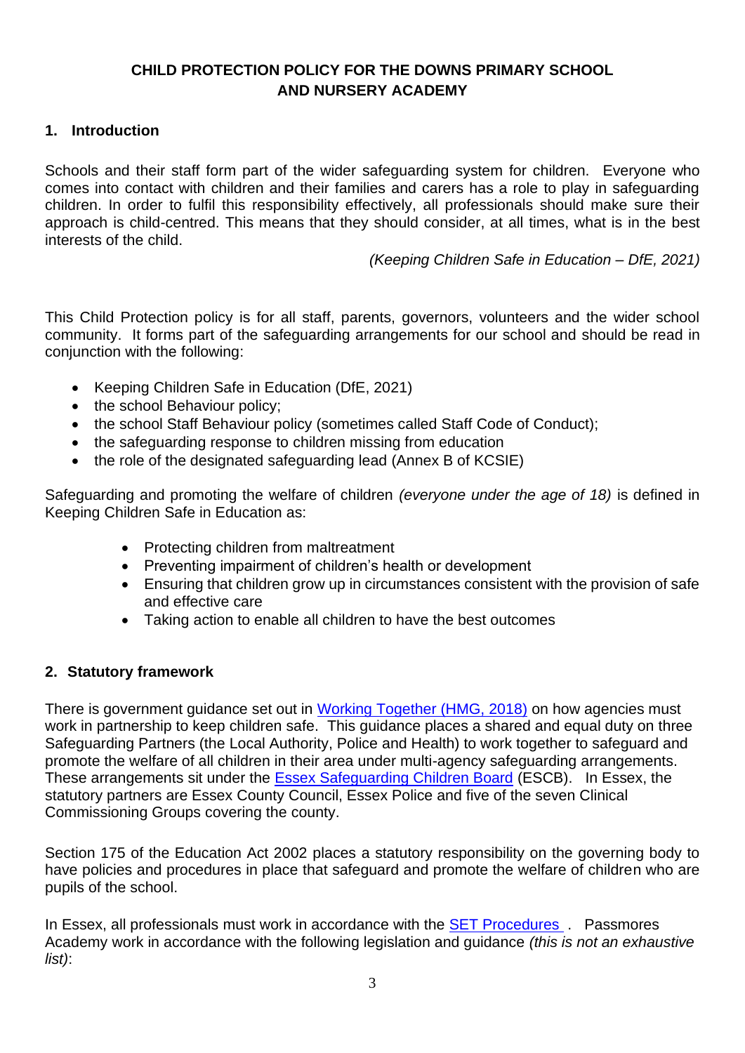# CHILD PROTECTION POLICY FOR THE DOWNS PRIMARY SCHOOL AND NURSERY ACADEMY

## 1. Introduction

Schools and their staff form part of the wider safeguarding system for children. Everyone who comes into contact with children and their families and carers has a role to play in safeguarding children. In order to fulfil this responsibility effectively, all professionals should make sure their approach is child-centred. This means that they should consider, at all times, what is in the best interests of the child.

*(Keeping Children Safe in Education – DfE, 2021)*

This Child Protection policy is for all staff, parents, governors, volunteers and the wider school community. It forms part of the safeguarding arrangements for our school and should be read in conjunction with the following:

- Keeping Children Safe in Education (DfE, 2021)
- the school Behaviour policy;
- the school Staff Behaviour policy (sometimes called Staff Code of Conduct);
- the safeguarding response to children missing from education
- the role of the designated safeguarding lead (Annex B of KCSIE)

Safeguarding and promoting the welfare of children *(everyone under the age of 18)* is defined in Keeping Children Safe in Education as:

- Protecting children from maltreatment
- Preventing impairment of children's health or development
- Ensuring that children grow up in circumstances consistent with the provision of safe and effective care
- Taking action to enable all children to have the best outcomes

## 2. Statutory framework

There is government guidance set out in Working Together (HMG, 2018) on how agencies must work in partnership to keep children safe. This guidance places a shared and equal duty on three Safeguarding Partners (the Local Authority, Police and Health) to work together to safeguard and promote the welfare of all children in their area under multi-agency safeguarding arrangements. These arrangements sit under the Essex Safeguarding Children Board (ESCB). In Essex, the statutory partners are Essex County Council, Essex Police and five of the seven Clinical Commissioning Groups covering the county.

Section 175 of the Education Act 2002 places a statutory responsibility on the governing body to have policies and procedures in place that safeguard and promote the welfare of children who are pupils of the school.

In Essex, all professionals must work in accordance with the SET Procedures . Passmores Academy work in accordance with the following legislation and guidance *(this is not an exhaustive list)*: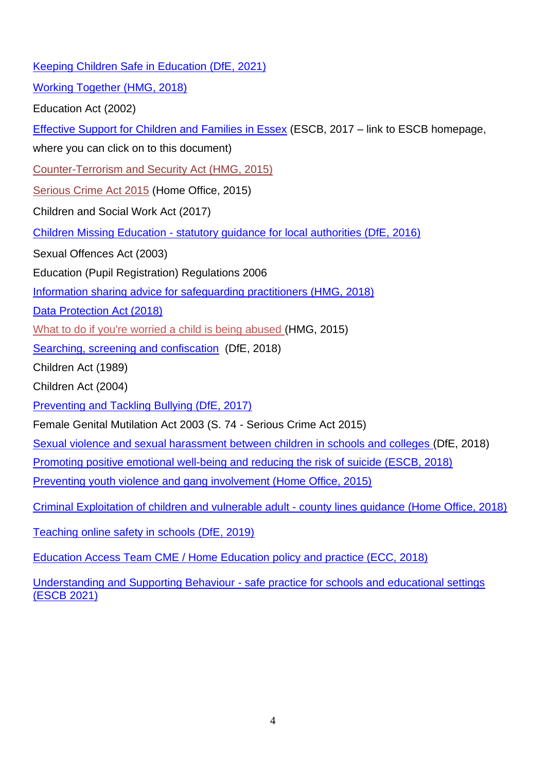Keeping Children Safe in Education (DfE, 2021)

Working Together (HMG, 2018)

Education Act (2002)

Effective Support for Children and Families in Essex (ESCB, 2017 – link to ESCB homepage, where you can click on to this document)

Counter-Terrorism and Security Act (HMG, 2015)

Serious Crime Act 2015 (Home Office, 2015)

Children and Social Work Act (2017)

Children Missing Education - statutory guidance for local authorities (DfE, 2016)

Sexual Offences Act (2003)

Education (Pupil Registration) Regulations 2006

Information sharing advice for safeguarding practitioners (HMG, 2018)

Data Protection Act (2018)

What to do if you're worried a child is being abused (HMG, 2015)

Searching, screening and confiscation (DfE, 2018)

Children Act (1989)

Children Act (2004)

Preventing and Tackling Bullying (DfE, 2017)

Female Genital Mutilation Act 2003 (S. 74 - Serious Crime Act 2015)

Sexual violence and sexual harassment between children in schools and colleges (DfE, 2018)

Promoting positive emotional well-being and reducing the risk of suicide (ESCB, 2018)

Preventing youth violence and gang involvement (Home Office, 2015)

Criminal Exploitation of children and vulnerable adult - county lines guidance (Home Office, 2018)

Teaching online safety in schools (DfE, 2019)

Education Access Team CME / Home Education policy and practice (ECC, 2018)

Understanding and Supporting Behaviour - safe practice for schools and educational settings (ESCB 2021)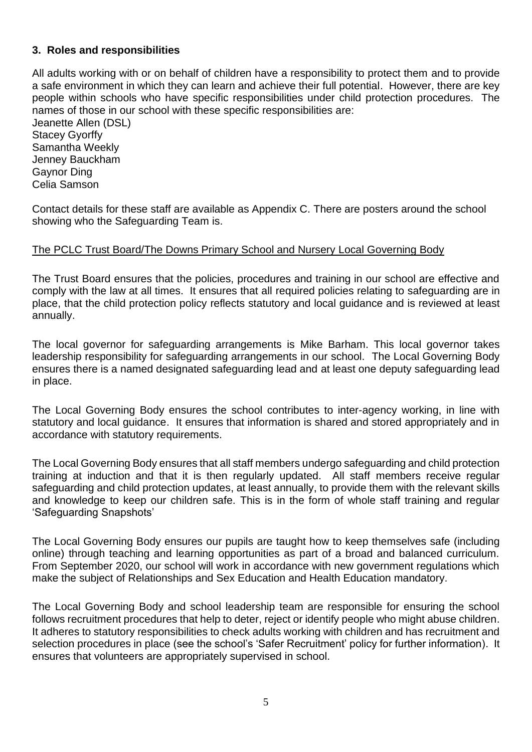## 3. Roles and responsibilities

All adults working with or on behalf of children have a responsibility to protect them and to provide a safe environment in which they can learn and achieve their full potential. However, there are key people within schools who have specific responsibilities under child protection procedures. The names of those in our school with these specific responsibilities are:

Jeanette Allen (DSL)
Stacey Gyorffy
Samantha Weekly
Jenney Bauckham
Gaynor Ding
Celia Samson

Contact details for these staff are available as Appendix C. There are posters around the school showing who the Safeguarding Team is.

<u>The PCLC Trust Board/The Downs Primary School and Nursery Local Governing Body</u>

The Trust Board ensures that the policies, procedures and training in our school are effective and comply with the law at all times. It ensures that all required policies relating to safeguarding are in place, that the child protection policy reflects statutory and local guidance and is reviewed at least annually.

The local governor for safeguarding arrangements is Mike Barham. This local governor takes leadership responsibility for safeguarding arrangements in our school. The Local Governing Body ensures there is a named designated safeguarding lead and at least one deputy safeguarding lead in place.

The Local Governing Body ensures the school contributes to inter-agency working, in line with statutory and local guidance. It ensures that information is shared and stored appropriately and in accordance with statutory requirements.

The Local Governing Body ensures that all staff members undergo safeguarding and child protection training at induction and that it is then regularly updated. All staff members receive regular safeguarding and child protection updates, at least annually, to provide them with the relevant skills and knowledge to keep our children safe. This is in the form of whole staff training and regular 'Safeguarding Snapshots'

The Local Governing Body ensures our pupils are taught how to keep themselves safe (including online) through teaching and learning opportunities as part of a broad and balanced curriculum. From September 2020, our school will work in accordance with new government regulations which make the subject of Relationships and Sex Education and Health Education mandatory.

The Local Governing Body and school leadership team are responsible for ensuring the school follows recruitment procedures that help to deter, reject or identify people who might abuse children. It adheres to statutory responsibilities to check adults working with children and has recruitment and selection procedures in place (see the school's 'Safer Recruitment' policy for further information). It ensures that volunteers are appropriately supervised in school.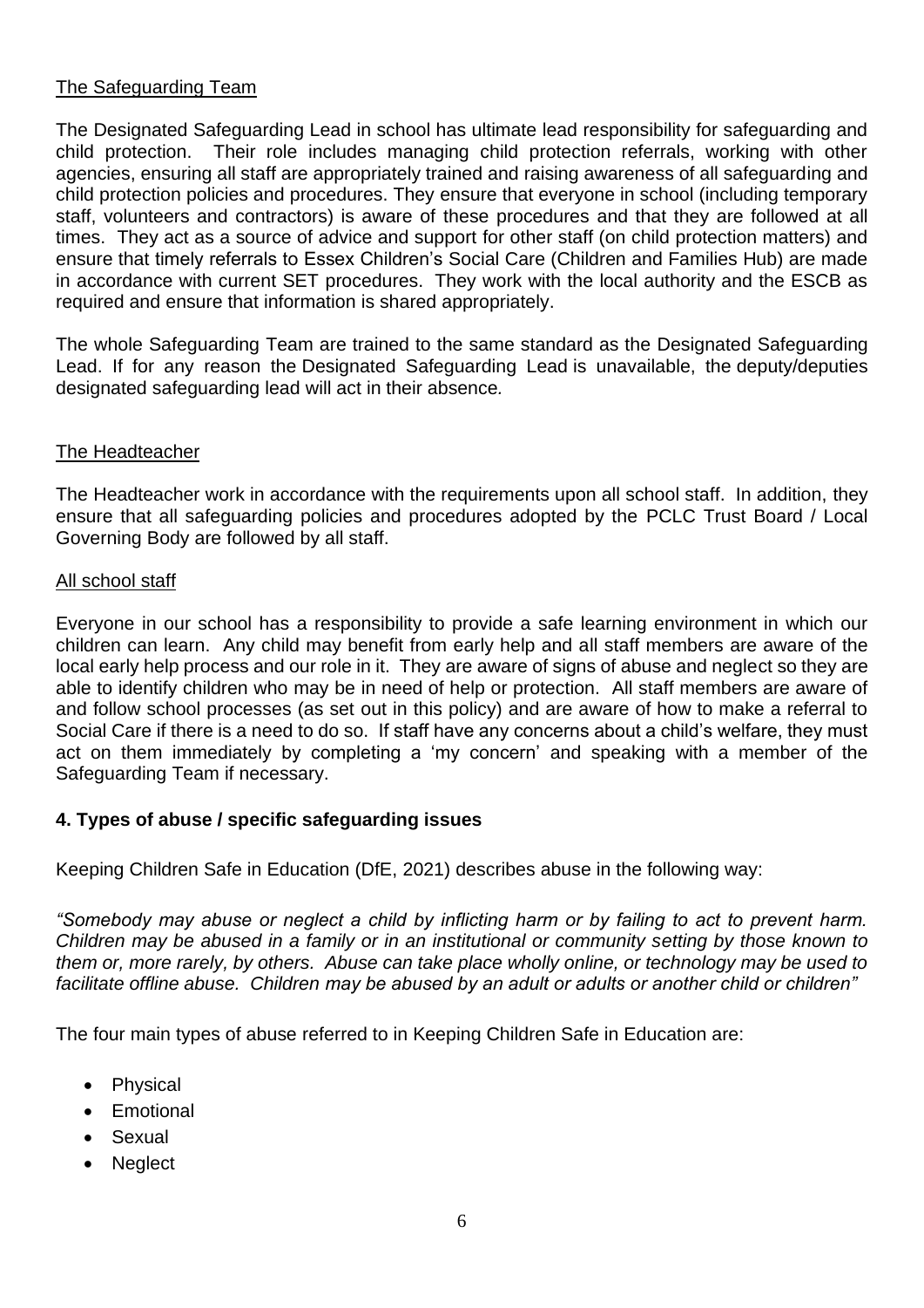<u>The Safeguarding Team</u>

The Designated Safeguarding Lead in school has ultimate lead responsibility for safeguarding and child protection. Their role includes managing child protection referrals, working with other agencies, ensuring all staff are appropriately trained and raising awareness of all safeguarding and child protection policies and procedures. They ensure that everyone in school (including temporary staff, volunteers and contractors) is aware of these procedures and that they are followed at all times. They act as a source of advice and support for other staff (on child protection matters) and ensure that timely referrals to Essex Children's Social Care (Children and Families Hub) are made in accordance with current SET procedures. They work with the local authority and the ESCB as required and ensure that information is shared appropriately.

The whole Safeguarding Team are trained to the same standard as the Designated Safeguarding Lead. If for any reason the Designated Safeguarding Lead is unavailable, the deputy/deputies designated safeguarding lead will act in their absence.

<u>The Headteacher</u>

The Headteacher work in accordance with the requirements upon all school staff. In addition, they ensure that all safeguarding policies and procedures adopted by the PCLC Trust Board / Local Governing Body are followed by all staff.

<u>All school staff</u>

Everyone in our school has a responsibility to provide a safe learning environment in which our children can learn. Any child may benefit from early help and all staff members are aware of the local early help process and our role in it. They are aware of signs of abuse and neglect so they are able to identify children who may be in need of help or protection. All staff members are aware of and follow school processes (as set out in this policy) and are aware of how to make a referral to Social Care if there is a need to do so. If staff have any concerns about a child's welfare, they must act on them immediately by completing a 'my concern' and speaking with a member of the Safeguarding Team if necessary.

**4. Types of abuse / specific safeguarding issues**

Keeping Children Safe in Education (DfE, 2021) describes abuse in the following way:

*"Somebody may abuse or neglect a child by inflicting harm or by failing to act to prevent harm. Children may be abused in a family or in an institutional or community setting by those known to them or, more rarely, by others. Abuse can take place wholly online, or technology may be used to facilitate offline abuse. Children may be abused by an adult or adults or another child or children"*

The four main types of abuse referred to in Keeping Children Safe in Education are:

- Physical
- Emotional
- Sexual
- Neglect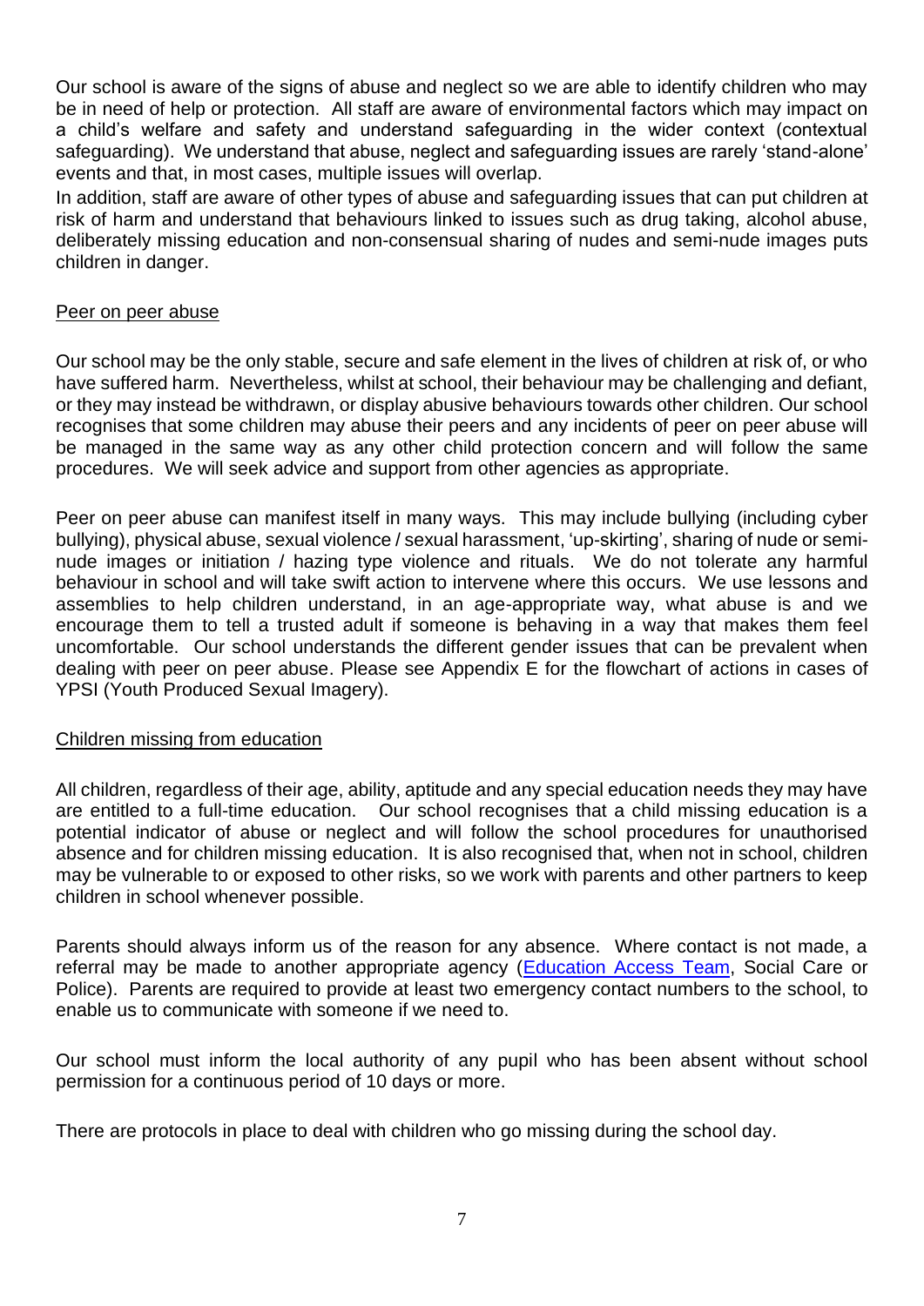Our school is aware of the signs of abuse and neglect so we are able to identify children who may be in need of help or protection. All staff are aware of environmental factors which may impact on a child's welfare and safety and understand safeguarding in the wider context (contextual safeguarding). We understand that abuse, neglect and safeguarding issues are rarely 'stand-alone' events and that, in most cases, multiple issues will overlap.

In addition, staff are aware of other types of abuse and safeguarding issues that can put children at risk of harm and understand that behaviours linked to issues such as drug taking, alcohol abuse, deliberately missing education and non-consensual sharing of nudes and semi-nude images puts children in danger.

<u>Peer on peer abuse</u>

Our school may be the only stable, secure and safe element in the lives of children at risk of, or who have suffered harm. Nevertheless, whilst at school, their behaviour may be challenging and defiant, or they may instead be withdrawn, or display abusive behaviours towards other children. Our school recognises that some children may abuse their peers and any incidents of peer on peer abuse will be managed in the same way as any other child protection concern and will follow the same procedures. We will seek advice and support from other agencies as appropriate.

Peer on peer abuse can manifest itself in many ways. This may include bullying (including cyber bullying), physical abuse, sexual violence / sexual harassment, 'up-skirting', sharing of nude or semi-nude images or initiation / hazing type violence and rituals. We do not tolerate any harmful behaviour in school and will take swift action to intervene where this occurs. We use lessons and assemblies to help children understand, in an age-appropriate way, what abuse is and we encourage them to tell a trusted adult if someone is behaving in a way that makes them feel uncomfortable. Our school understands the different gender issues that can be prevalent when dealing with peer on peer abuse. Please see Appendix E for the flowchart of actions in cases of YPSI (Youth Produced Sexual Imagery).

<u>Children missing from education</u>

All children, regardless of their age, ability, aptitude and any special education needs they may have are entitled to a full-time education. Our school recognises that a child missing education is a potential indicator of abuse or neglect and will follow the school procedures for unauthorised absence and for children missing education. It is also recognised that, when not in school, children may be vulnerable to or exposed to other risks, so we work with parents and other partners to keep children in school whenever possible.

Parents should always inform us of the reason for any absence. Where contact is not made, a referral may be made to another appropriate agency (Education Access Team, Social Care or Police). Parents are required to provide at least two emergency contact numbers to the school, to enable us to communicate with someone if we need to.

Our school must inform the local authority of any pupil who has been absent without school permission for a continuous period of 10 days or more.

There are protocols in place to deal with children who go missing during the school day.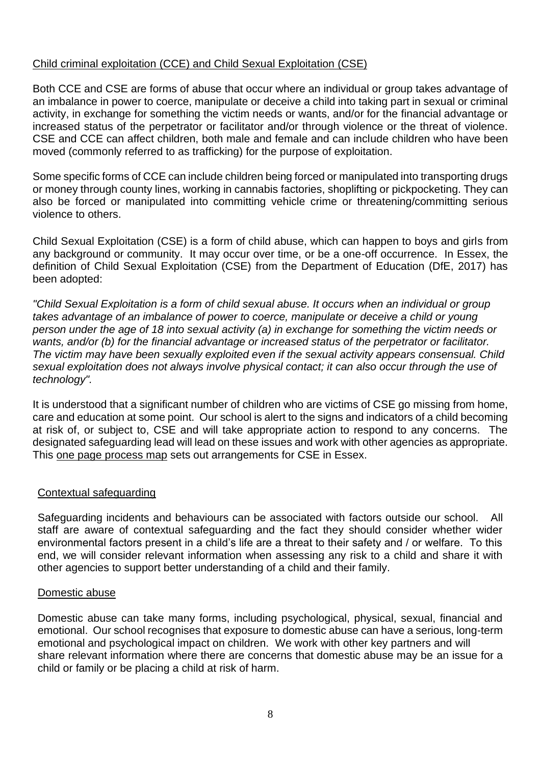## Child criminal exploitation (CCE) and Child Sexual Exploitation (CSE)

Both CCE and CSE are forms of abuse that occur where an individual or group takes advantage of an imbalance in power to coerce, manipulate or deceive a child into taking part in sexual or criminal activity, in exchange for something the victim needs or wants, and/or for the financial advantage or increased status of the perpetrator or facilitator and/or through violence or the threat of violence. CSE and CCE can affect children, both male and female and can include children who have been moved (commonly referred to as trafficking) for the purpose of exploitation.

Some specific forms of CCE can include children being forced or manipulated into transporting drugs or money through county lines, working in cannabis factories, shoplifting or pickpocketing. They can also be forced or manipulated into committing vehicle crime or threatening/committing serious violence to others.

Child Sexual Exploitation (CSE) is a form of child abuse, which can happen to boys and girls from any background or community. It may occur over time, or be a one-off occurrence. In Essex, the definition of Child Sexual Exploitation (CSE) from the Department of Education (DfE, 2017) has been adopted:

*"Child Sexual Exploitation is a form of child sexual abuse. It occurs when an individual or group takes advantage of an imbalance of power to coerce, manipulate or deceive a child or young person under the age of 18 into sexual activity (a) in exchange for something the victim needs or wants, and/or (b) for the financial advantage or increased status of the perpetrator or facilitator. The victim may have been sexually exploited even if the sexual activity appears consensual. Child sexual exploitation does not always involve physical contact; it can also occur through the use of technology".*

It is understood that a significant number of children who are victims of CSE go missing from home, care and education at some point. Our school is alert to the signs and indicators of a child becoming at risk of, or subject to, CSE and will take appropriate action to respond to any concerns. The designated safeguarding lead will lead on these issues and work with other agencies as appropriate. This one page process map sets out arrangements for CSE in Essex.

## Contextual safeguarding

Safeguarding incidents and behaviours can be associated with factors outside our school. All staff are aware of contextual safeguarding and the fact they should consider whether wider environmental factors present in a child's life are a threat to their safety and / or welfare. To this end, we will consider relevant information when assessing any risk to a child and share it with other agencies to support better understanding of a child and their family.

## Domestic abuse

Domestic abuse can take many forms, including psychological, physical, sexual, financial and emotional. Our school recognises that exposure to domestic abuse can have a serious, long-term emotional and psychological impact on children. We work with other key partners and will share relevant information where there are concerns that domestic abuse may be an issue for a child or family or be placing a child at risk of harm.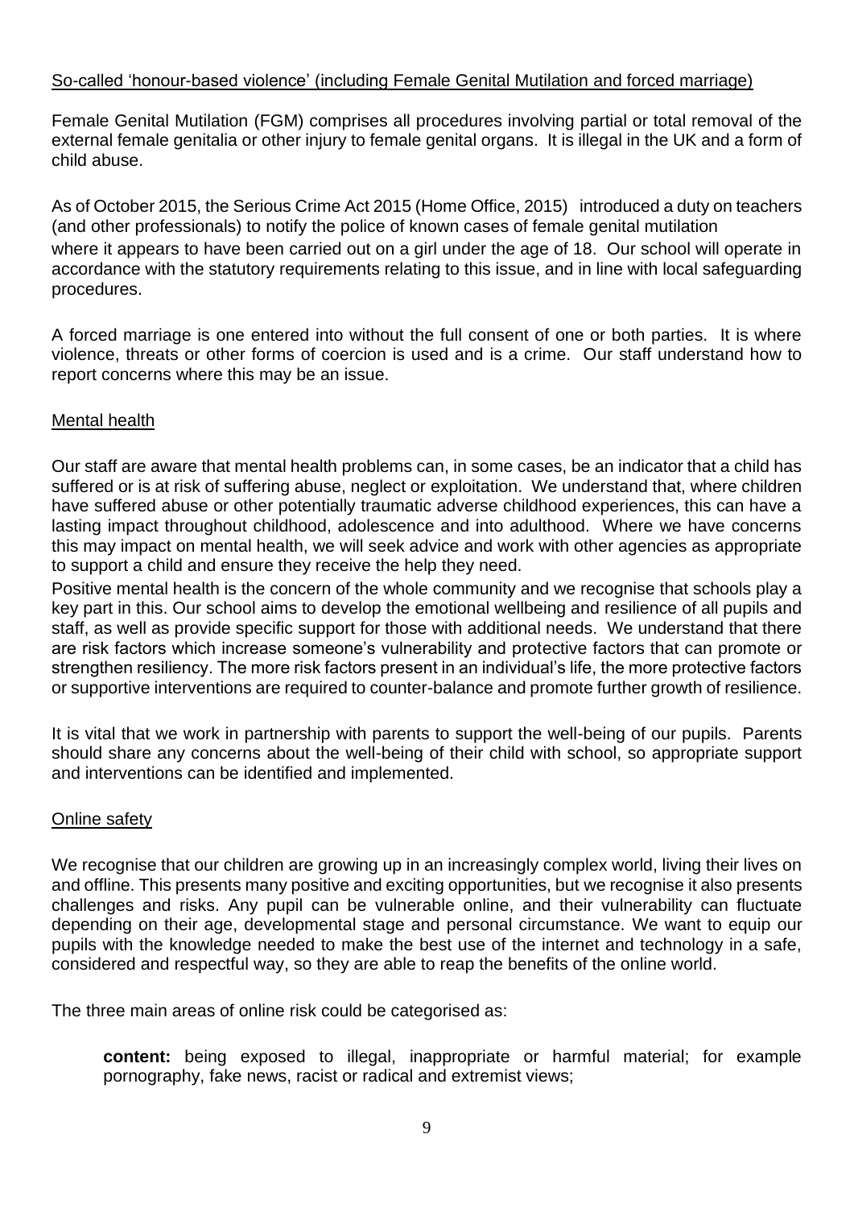So-called 'honour-based violence' (including Female Genital Mutilation and forced marriage)

Female Genital Mutilation (FGM) comprises all procedures involving partial or total removal of the external female genitalia or other injury to female genital organs. It is illegal in the UK and a form of child abuse.

As of October 2015, the Serious Crime Act 2015 (Home Office, 2015) introduced a duty on teachers (and other professionals) to notify the police of known cases of female genital mutilation where it appears to have been carried out on a girl under the age of 18. Our school will operate in accordance with the statutory requirements relating to this issue, and in line with local safeguarding procedures.

A forced marriage is one entered into without the full consent of one or both parties. It is where violence, threats or other forms of coercion is used and is a crime. Our staff understand how to report concerns where this may be an issue.

Mental health

Our staff are aware that mental health problems can, in some cases, be an indicator that a child has suffered or is at risk of suffering abuse, neglect or exploitation. We understand that, where children have suffered abuse or other potentially traumatic adverse childhood experiences, this can have a lasting impact throughout childhood, adolescence and into adulthood. Where we have concerns this may impact on mental health, we will seek advice and work with other agencies as appropriate to support a child and ensure they receive the help they need.

Positive mental health is the concern of the whole community and we recognise that schools play a key part in this. Our school aims to develop the emotional wellbeing and resilience of all pupils and staff, as well as provide specific support for those with additional needs. We understand that there are risk factors which increase someone's vulnerability and protective factors that can promote or strengthen resiliency. The more risk factors present in an individual's life, the more protective factors or supportive interventions are required to counter-balance and promote further growth of resilience.

It is vital that we work in partnership with parents to support the well-being of our pupils. Parents should share any concerns about the well-being of their child with school, so appropriate support and interventions can be identified and implemented.

Online safety

We recognise that our children are growing up in an increasingly complex world, living their lives on and offline. This presents many positive and exciting opportunities, but we recognise it also presents challenges and risks. Any pupil can be vulnerable online, and their vulnerability can fluctuate depending on their age, developmental stage and personal circumstance. We want to equip our pupils with the knowledge needed to make the best use of the internet and technology in a safe, considered and respectful way, so they are able to reap the benefits of the online world.

The three main areas of online risk could be categorised as:

**content:** being exposed to illegal, inappropriate or harmful material; for example pornography, fake news, racist or radical and extremist views;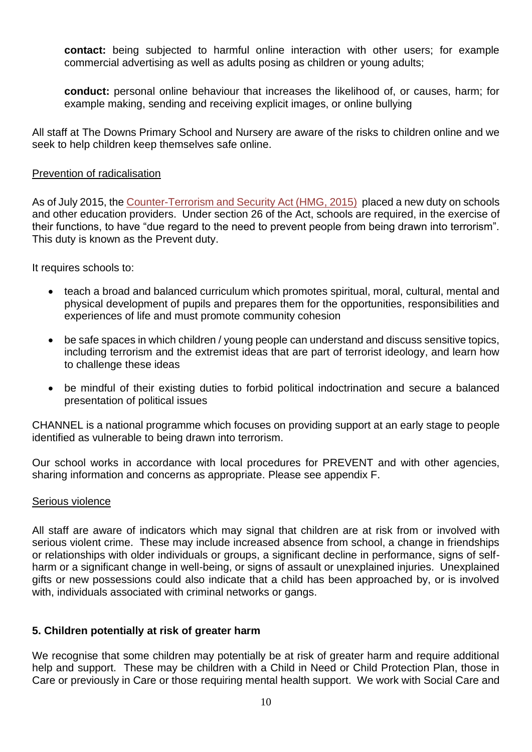**contact:** being subjected to harmful online interaction with other users; for example commercial advertising as well as adults posing as children or young adults;

**conduct:** personal online behaviour that increases the likelihood of, or causes, harm; for example making, sending and receiving explicit images, or online bullying

All staff at The Downs Primary School and Nursery are aware of the risks to children online and we seek to help children keep themselves safe online.

Prevention of radicalisation

As of July 2015, the Counter-Terrorism and Security Act (HMG, 2015) placed a new duty on schools and other education providers. Under section 26 of the Act, schools are required, in the exercise of their functions, to have "due regard to the need to prevent people from being drawn into terrorism". This duty is known as the Prevent duty.

It requires schools to:

- teach a broad and balanced curriculum which promotes spiritual, moral, cultural, mental and physical development of pupils and prepares them for the opportunities, responsibilities and experiences of life and must promote community cohesion
- be safe spaces in which children / young people can understand and discuss sensitive topics, including terrorism and the extremist ideas that are part of terrorist ideology, and learn how to challenge these ideas
- be mindful of their existing duties to forbid political indoctrination and secure a balanced presentation of political issues

CHANNEL is a national programme which focuses on providing support at an early stage to people identified as vulnerable to being drawn into terrorism.

Our school works in accordance with local procedures for PREVENT and with other agencies, sharing information and concerns as appropriate. Please see appendix F.

Serious violence

All staff are aware of indicators which may signal that children are at risk from or involved with serious violent crime. These may include increased absence from school, a change in friendships or relationships with older individuals or groups, a significant decline in performance, signs of self-harm or a significant change in well-being, or signs of assault or unexplained injuries. Unexplained gifts or new possessions could also indicate that a child has been approached by, or is involved with, individuals associated with criminal networks or gangs.

**5. Children potentially at risk of greater harm**

We recognise that some children may potentially be at risk of greater harm and require additional help and support. These may be children with a Child in Need or Child Protection Plan, those in Care or previously in Care or those requiring mental health support. We work with Social Care and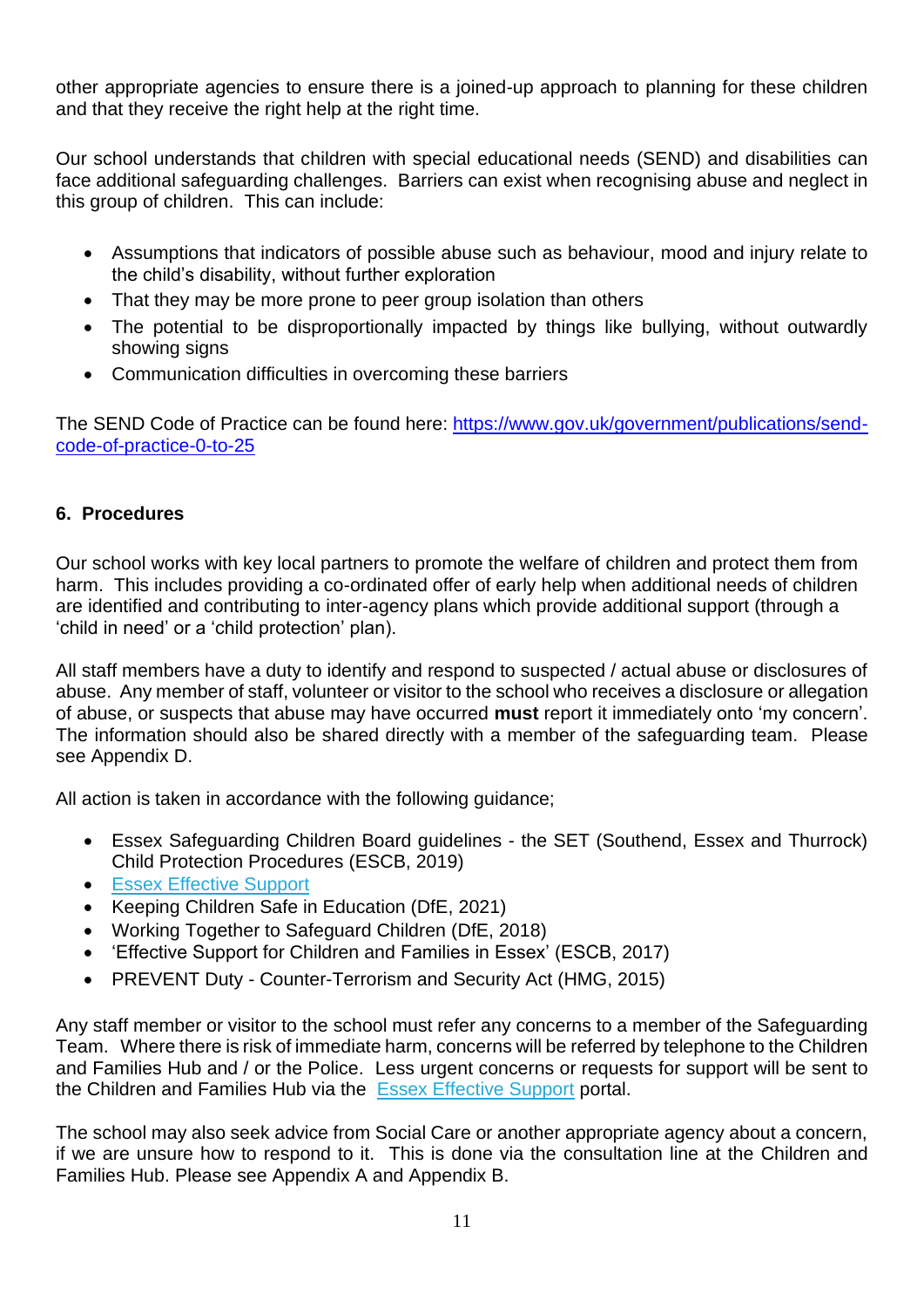other appropriate agencies to ensure there is a joined-up approach to planning for these children and that they receive the right help at the right time.

Our school understands that children with special educational needs (SEND) and disabilities can face additional safeguarding challenges. Barriers can exist when recognising abuse and neglect in this group of children. This can include:

- Assumptions that indicators of possible abuse such as behaviour, mood and injury relate to the child's disability, without further exploration
- That they may be more prone to peer group isolation than others
- The potential to be disproportionally impacted by things like bullying, without outwardly showing signs
- Communication difficulties in overcoming these barriers

The SEND Code of Practice can be found here: [https://www.gov.uk/government/publications/send-code-of-practice-0-to-25](https://www.gov.uk/government/publications/send-code-of-practice-0-to-25)

## 6. Procedures

Our school works with key local partners to promote the welfare of children and protect them from harm. This includes providing a co-ordinated offer of early help when additional needs of children are identified and contributing to inter-agency plans which provide additional support (through a 'child in need' or a 'child protection' plan).

All staff members have a duty to identify and respond to suspected / actual abuse or disclosures of abuse. Any member of staff, volunteer or visitor to the school who receives a disclosure or allegation of abuse, or suspects that abuse may have occurred **must** report it immediately onto 'my concern'. The information should also be shared directly with a member of the safeguarding team. Please see Appendix D.

All action is taken in accordance with the following guidance;

- Essex Safeguarding Children Board guidelines - the SET (Southend, Essex and Thurrock) Child Protection Procedures (ESCB, 2019)
- Essex Effective Support
- Keeping Children Safe in Education (DfE, 2021)
- Working Together to Safeguard Children (DfE, 2018)
- 'Effective Support for Children and Families in Essex' (ESCB, 2017)
- PREVENT Duty - Counter-Terrorism and Security Act (HMG, 2015)

Any staff member or visitor to the school must refer any concerns to a member of the Safeguarding Team. Where there is risk of immediate harm, concerns will be referred by telephone to the Children and Families Hub and / or the Police. Less urgent concerns or requests for support will be sent to the Children and Families Hub via the Essex Effective Support portal.

The school may also seek advice from Social Care or another appropriate agency about a concern, if we are unsure how to respond to it. This is done via the consultation line at the Children and Families Hub. Please see Appendix A and Appendix B.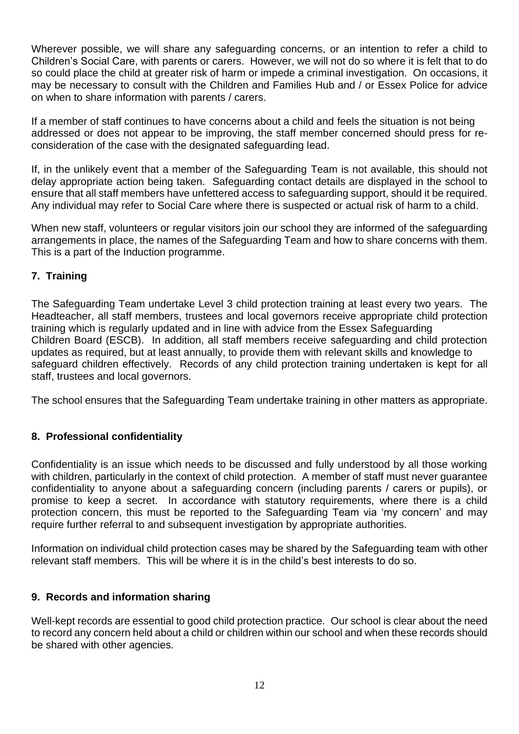Wherever possible, we will share any safeguarding concerns, or an intention to refer a child to Children's Social Care, with parents or carers. However, we will not do so where it is felt that to do so could place the child at greater risk of harm or impede a criminal investigation. On occasions, it may be necessary to consult with the Children and Families Hub and / or Essex Police for advice on when to share information with parents / carers.

If a member of staff continues to have concerns about a child and feels the situation is not being addressed or does not appear to be improving, the staff member concerned should press for re-consideration of the case with the designated safeguarding lead.

If, in the unlikely event that a member of the Safeguarding Team is not available, this should not delay appropriate action being taken. Safeguarding contact details are displayed in the school to ensure that all staff members have unfettered access to safeguarding support, should it be required. Any individual may refer to Social Care where there is suspected or actual risk of harm to a child.

When new staff, volunteers or regular visitors join our school they are informed of the safeguarding arrangements in place, the names of the Safeguarding Team and how to share concerns with them. This is a part of the Induction programme.

## 7. Training

The Safeguarding Team undertake Level 3 child protection training at least every two years. The Headteacher, all staff members, trustees and local governors receive appropriate child protection training which is regularly updated and in line with advice from the Essex Safeguarding Children Board (ESCB). In addition, all staff members receive safeguarding and child protection updates as required, but at least annually, to provide them with relevant skills and knowledge to safeguard children effectively. Records of any child protection training undertaken is kept for all staff, trustees and local governors.

The school ensures that the Safeguarding Team undertake training in other matters as appropriate.

## 8. Professional confidentiality

Confidentiality is an issue which needs to be discussed and fully understood by all those working with children, particularly in the context of child protection. A member of staff must never guarantee confidentiality to anyone about a safeguarding concern (including parents / carers or pupils), or promise to keep a secret. In accordance with statutory requirements, where there is a child protection concern, this must be reported to the Safeguarding Team via 'my concern' and may require further referral to and subsequent investigation by appropriate authorities.

Information on individual child protection cases may be shared by the Safeguarding team with other relevant staff members. This will be where it is in the child's best interests to do so.

## 9. Records and information sharing

Well-kept records are essential to good child protection practice. Our school is clear about the need to record any concern held about a child or children within our school and when these records should be shared with other agencies.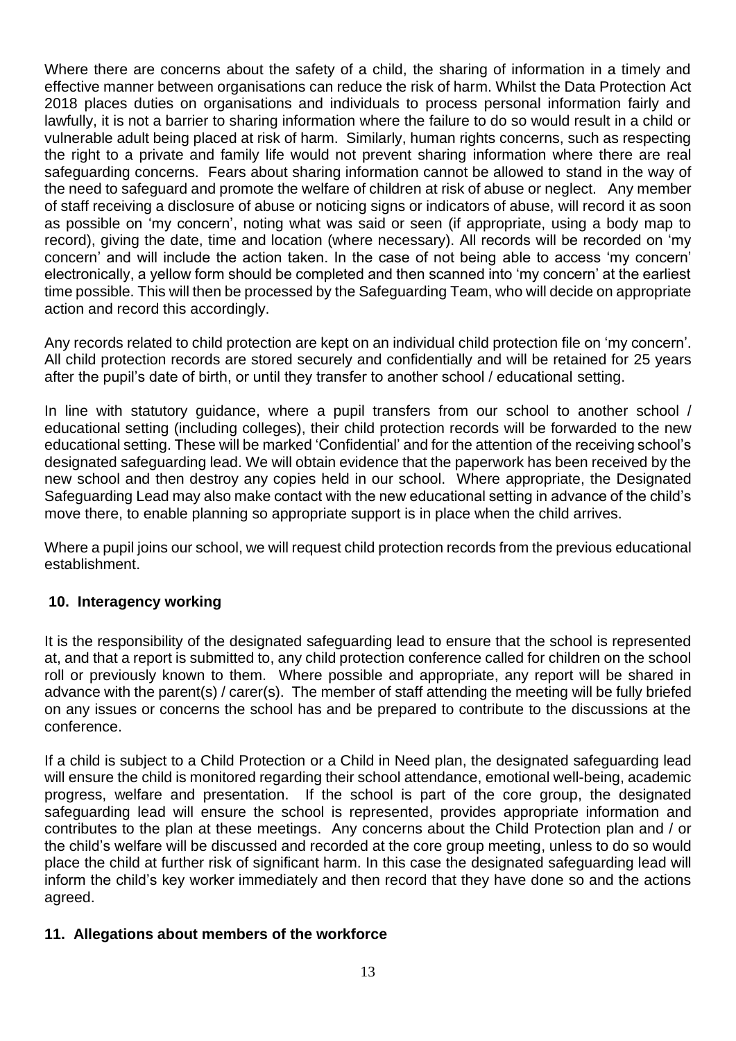Where there are concerns about the safety of a child, the sharing of information in a timely and effective manner between organisations can reduce the risk of harm. Whilst the Data Protection Act 2018 places duties on organisations and individuals to process personal information fairly and lawfully, it is not a barrier to sharing information where the failure to do so would result in a child or vulnerable adult being placed at risk of harm. Similarly, human rights concerns, such as respecting the right to a private and family life would not prevent sharing information where there are real safeguarding concerns. Fears about sharing information cannot be allowed to stand in the way of the need to safeguard and promote the welfare of children at risk of abuse or neglect. Any member of staff receiving a disclosure of abuse or noticing signs or indicators of abuse, will record it as soon as possible on 'my concern', noting what was said or seen (if appropriate, using a body map to record), giving the date, time and location (where necessary). All records will be recorded on 'my concern' and will include the action taken. In the case of not being able to access 'my concern' electronically, a yellow form should be completed and then scanned into 'my concern' at the earliest time possible. This will then be processed by the Safeguarding Team, who will decide on appropriate action and record this accordingly.

Any records related to child protection are kept on an individual child protection file on 'my concern'. All child protection records are stored securely and confidentially and will be retained for 25 years after the pupil's date of birth, or until they transfer to another school / educational setting.

In line with statutory guidance, where a pupil transfers from our school to another school / educational setting (including colleges), their child protection records will be forwarded to the new educational setting. These will be marked 'Confidential' and for the attention of the receiving school's designated safeguarding lead. We will obtain evidence that the paperwork has been received by the new school and then destroy any copies held in our school. Where appropriate, the Designated Safeguarding Lead may also make contact with the new educational setting in advance of the child's move there, to enable planning so appropriate support is in place when the child arrives.

Where a pupil joins our school, we will request child protection records from the previous educational establishment.

## 10. Interagency working

It is the responsibility of the designated safeguarding lead to ensure that the school is represented at, and that a report is submitted to, any child protection conference called for children on the school roll or previously known to them. Where possible and appropriate, any report will be shared in advance with the parent(s) / carer(s). The member of staff attending the meeting will be fully briefed on any issues or concerns the school has and be prepared to contribute to the discussions at the conference.

If a child is subject to a Child Protection or a Child in Need plan, the designated safeguarding lead will ensure the child is monitored regarding their school attendance, emotional well-being, academic progress, welfare and presentation. If the school is part of the core group, the designated safeguarding lead will ensure the school is represented, provides appropriate information and contributes to the plan at these meetings. Any concerns about the Child Protection plan and / or the child's welfare will be discussed and recorded at the core group meeting, unless to do so would place the child at further risk of significant harm. In this case the designated safeguarding lead will inform the child's key worker immediately and then record that they have done so and the actions agreed.

## 11. Allegations about members of the workforce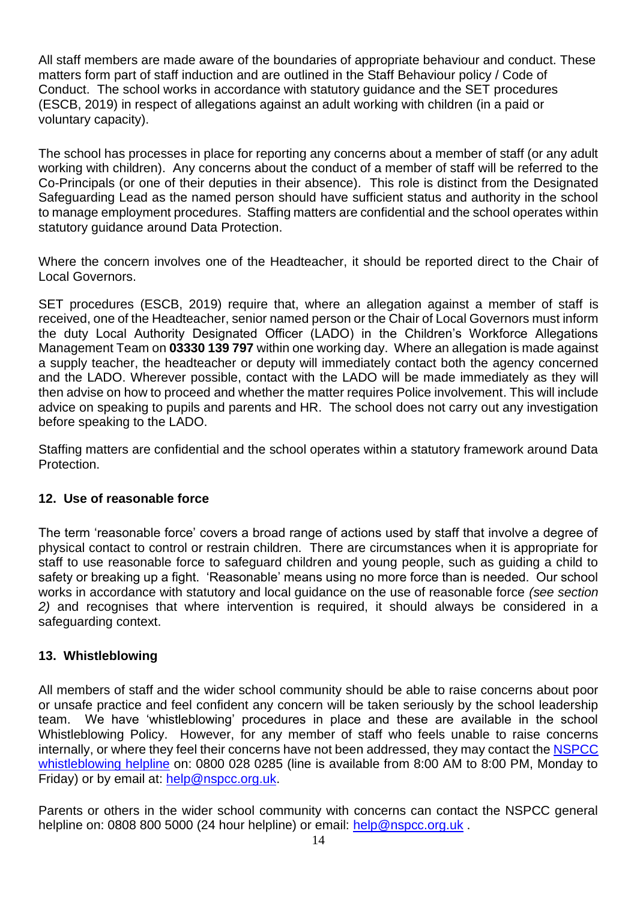All staff members are made aware of the boundaries of appropriate behaviour and conduct. These matters form part of staff induction and are outlined in the Staff Behaviour policy / Code of Conduct. The school works in accordance with statutory guidance and the SET procedures (ESCB, 2019) in respect of allegations against an adult working with children (in a paid or voluntary capacity).

The school has processes in place for reporting any concerns about a member of staff (or any adult working with children). Any concerns about the conduct of a member of staff will be referred to the Co-Principals (or one of their deputies in their absence). This role is distinct from the Designated Safeguarding Lead as the named person should have sufficient status and authority in the school to manage employment procedures. Staffing matters are confidential and the school operates within statutory guidance around Data Protection.

Where the concern involves one of the Headteacher, it should be reported direct to the Chair of Local Governors.

SET procedures (ESCB, 2019) require that, where an allegation against a member of staff is received, one of the Headteacher, senior named person or the Chair of Local Governors must inform the duty Local Authority Designated Officer (LADO) in the Children's Workforce Allegations Management Team on **03330 139 797** within one working day. Where an allegation is made against a supply teacher, the headteacher or deputy will immediately contact both the agency concerned and the LADO. Wherever possible, contact with the LADO will be made immediately as they will then advise on how to proceed and whether the matter requires Police involvement. This will include advice on speaking to pupils and parents and HR. The school does not carry out any investigation before speaking to the LADO.

Staffing matters are confidential and the school operates within a statutory framework around Data Protection.

## 12. Use of reasonable force

The term 'reasonable force' covers a broad range of actions used by staff that involve a degree of physical contact to control or restrain children. There are circumstances when it is appropriate for staff to use reasonable force to safeguard children and young people, such as guiding a child to safety or breaking up a fight. 'Reasonable' means using no more force than is needed. Our school works in accordance with statutory and local guidance on the use of reasonable force *(see section 2)* and recognises that where intervention is required, it should always be considered in a safeguarding context.

## 13. Whistleblowing

All members of staff and the wider school community should be able to raise concerns about poor or unsafe practice and feel confident any concern will be taken seriously by the school leadership team. We have 'whistleblowing' procedures in place and these are available in the school Whistleblowing Policy. However, for any member of staff who feels unable to raise concerns internally, or where they feel their concerns have not been addressed, they may contact the NSPCC whistleblowing helpline on: 0800 028 0285 (line is available from 8:00 AM to 8:00 PM, Monday to Friday) or by email at: help@nspcc.org.uk.

Parents or others in the wider school community with concerns can contact the NSPCC general helpline on: 0808 800 5000 (24 hour helpline) or email: help@nspcc.org.uk .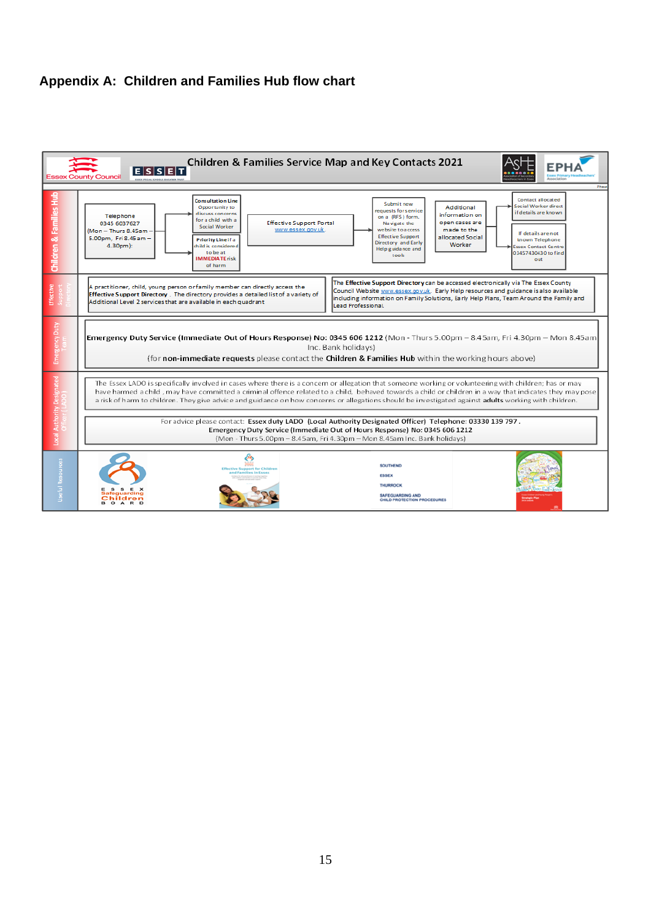## Appendix A: Children and Families Hub flow chart

**Children & Families Service Map and Key Contacts 2021**

Essex County Council | ESSET | ASHE | EPHA

### Children & Families Hub

Telephone 0345 6037627 (Mon – Thurs 8.45am – 5.00pm, Fri 8.45am – 4.30pm):

- **Consultation Line** Opportunity to discuss concerns for a child with a Social Worker
- **Priority Line** If a child is considered to be at **IMMEDIATE** risk of harm

Effective Support Portal www.essex.gov.uk

Submit new requests for service on a (RFS) form. Navigate the website to access Effective Support Directory and Early Help guidance and tools

Additional information on open cases are made to the allocated Social Worker

- Contact allocated Social Worker direct if details are known
- If details are not known Telephone Essex Contact Centre 03457430430 to find out

### Effective Support Directory

A practitioner, child, young person or family member can directly access the **Effective Support Directory**. The directory provides a detailed list of a variety of Additional Level 2 services that are available in each quadrant

The **Effective Support Directory** can be accessed electronically via The Essex County Council Website www.essex.gov.uk. Early Help resources and guidance is also available including information on Family Solutions, Early Help Plans, Team Around the Family and Lead Professional.

### Emergency Duty Team

**Emergency Duty Service (Immediate Out of Hours Response) No: 0345 606 1212** (Mon - Thurs 5.00pm – 8.45am, Fri 4.30pm – Mon 8.45am Inc. Bank holidays)

(for **non-immediate requests** please contact the **Children & Families Hub** within the working hours above)

### Local Authority Designated Officer (LADO)

The Essex LADO is specifically involved in cases where there is a concern or allegation that someone working or volunteering with children; has or may have harmed a child, may have committed a criminal offence related to a child, behaved towards a child or children in a way that indicates they may pose a risk of harm to children. They give advice and guidance on how concerns or allegations should be investigated against **adults** working with children.

For advice please contact: **Essex duty LADO (Local Authority Designated Officer) Telephone: 03330 139 797.**
**Emergency Duty Service (Immediate Out of Hours Response) No: 0345 606 1212**
(Mon - Thurs 5.00pm – 8.45am, Fri 4.30pm – Mon 8.45am Inc. Bank holidays)

### Useful Resources

- Essex Safeguarding Children Board
- Effective Support for Children and Families in Essex
- Southend Essex Thurrock Safeguarding and Child Protection Procedures
- Essex Children and Young People's Strategic Plan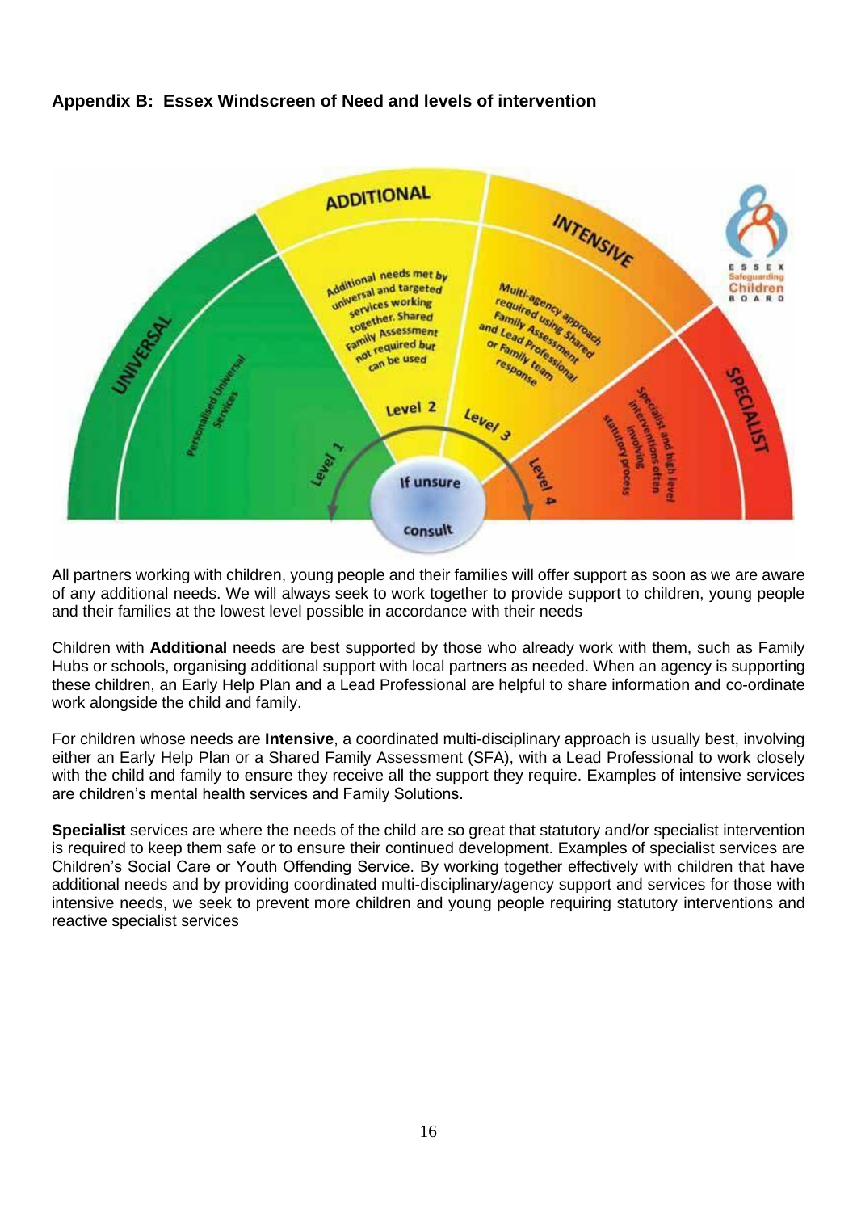## Appendix B: Essex Windscreen of Need and levels of intervention

All partners working with children, young people and their families will offer support as soon as we are aware of any additional needs. We will always seek to work together to provide support to children, young people and their families at the lowest level possible in accordance with their needs

Children with **Additional** needs are best supported by those who already work with them, such as Family Hubs or schools, organising additional support with local partners as needed. When an agency is supporting these children, an Early Help Plan and a Lead Professional are helpful to share information and co-ordinate work alongside the child and family.

For children whose needs are **Intensive**, a coordinated multi-disciplinary approach is usually best, involving either an Early Help Plan or a Shared Family Assessment (SFA), with a Lead Professional to work closely with the child and family to ensure they receive all the support they require. Examples of intensive services are children's mental health services and Family Solutions.

**Specialist** services are where the needs of the child are so great that statutory and/or specialist intervention is required to keep them safe or to ensure their continued development. Examples of specialist services are Children's Social Care or Youth Offending Service. By working together effectively with children that have additional needs and by providing coordinated multi-disciplinary/agency support and services for those with intensive needs, we seek to prevent more children and young people requiring statutory interventions and reactive specialist services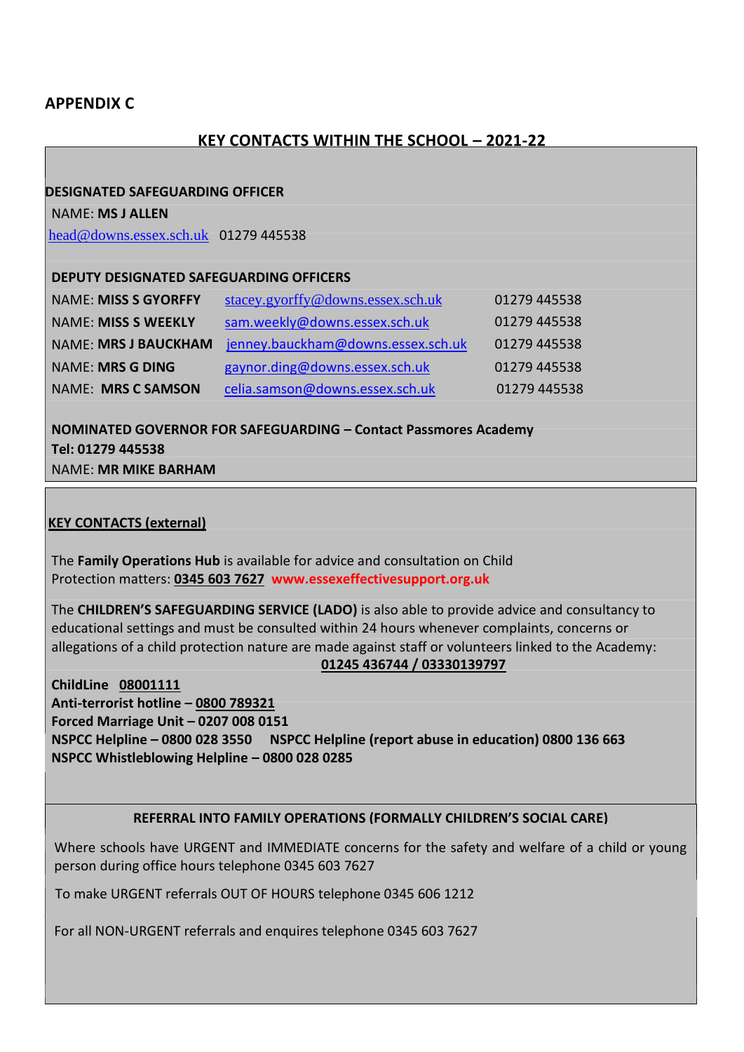## APPENDIX C

## KEY CONTACTS WITHIN THE SCHOOL – 2021-22

**DESIGNATED SAFEGUARDING OFFICER**

NAME: **MS J ALLEN**

head@downs.essex.sch.uk 01279 445538

**DEPUTY DESIGNATED SAFEGUARDING OFFICERS**

| | | |
|---|---|---|
| NAME: **MISS S GYORFFY** | stacey.gyorffy@downs.essex.sch.uk | 01279 445538 |
| NAME: **MISS S WEEKLY** | sam.weekly@downs.essex.sch.uk | 01279 445538 |
| NAME: **MRS J BAUCKHAM** | jenney.bauckham@downs.essex.sch.uk | 01279 445538 |
| NAME: **MRS G DING** | gaynor.ding@downs.essex.sch.uk | 01279 445538 |
| NAME: **MRS C SAMSON** | celia.samson@downs.essex.sch.uk | 01279 445538 |

**NOMINATED GOVERNOR FOR SAFEGUARDING – Contact Passmores Academy**
**Tel: 01279 445538**
NAME: **MR MIKE BARHAM**

**KEY CONTACTS (external)**

The **Family Operations Hub** is available for advice and consultation on Child Protection matters: **0345 603 7627** **www.essexeffectivesupport.org.uk**

The **CHILDREN'S SAFEGUARDING SERVICE (LADO)** is also able to provide advice and consultancy to educational settings and must be consulted within 24 hours whenever complaints, concerns or allegations of a child protection nature are made against staff or volunteers linked to the Academy: **01245 436744 / 03330139797**

**ChildLine 08001111**
**Anti-terrorist hotline – 0800 789321**
**Forced Marriage Unit – 0207 008 0151**
**NSPCC Helpline – 0800 028 3550** **NSPCC Helpline (report abuse in education) 0800 136 663**
**NSPCC Whistleblowing Helpline – 0800 028 0285**

**REFERRAL INTO FAMILY OPERATIONS (FORMALLY CHILDREN'S SOCIAL CARE)**

Where schools have URGENT and IMMEDIATE concerns for the safety and welfare of a child or young person during office hours telephone 0345 603 7627

To make URGENT referrals OUT OF HOURS telephone 0345 606 1212

For all NON-URGENT referrals and enquires telephone 0345 603 7627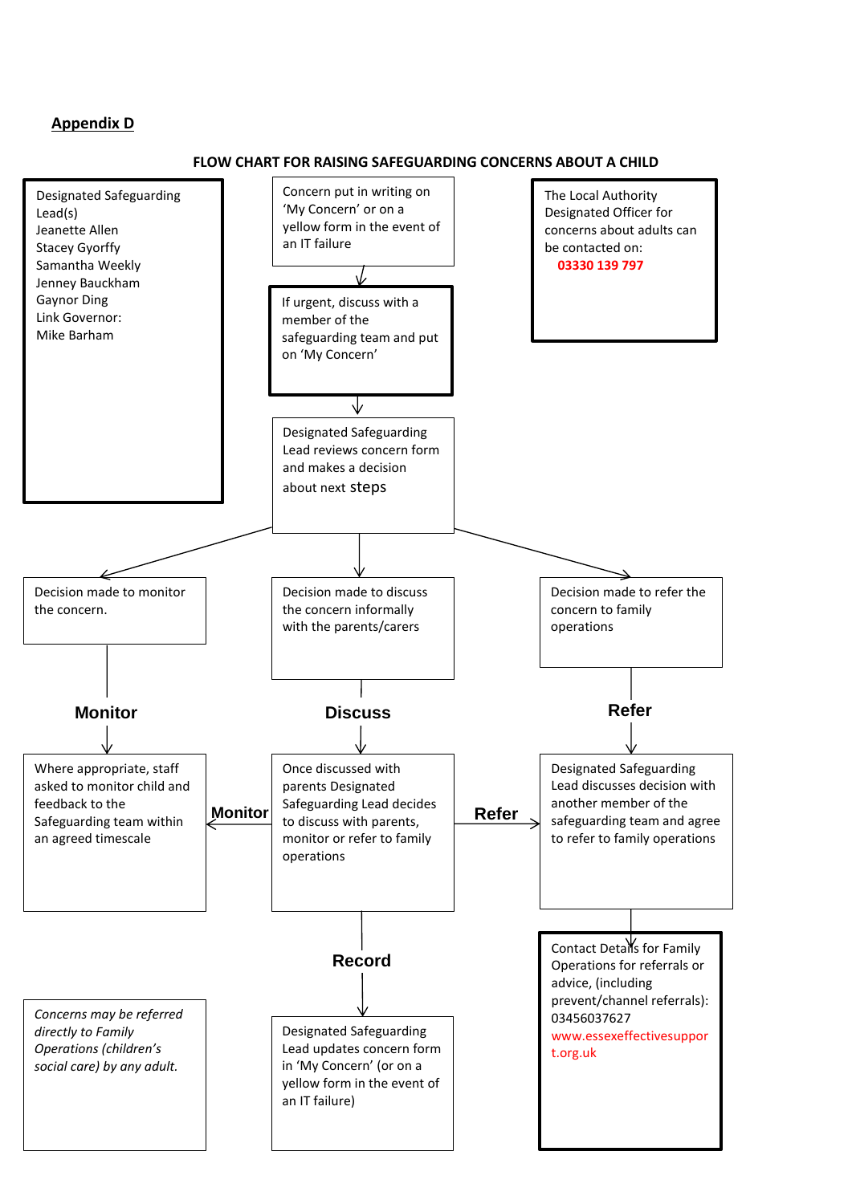**Appendix D**

## FLOW CHART FOR RAISING SAFEGUARDING CONCERNS ABOUT A CHILD

Designated Safeguarding Lead(s)
Jeanette Allen
Stacey Gyorffy
Samantha Weekly
Jenney Bauckham
Gaynor Ding
Link Governor:
Mike Barham

Concern put in writing on 'My Concern' or on a yellow form in the event of an IT failure

↓

If urgent, discuss with a member of the safeguarding team and put on 'My Concern'

↓

Designated Safeguarding Lead reviews concern form and makes a decision about next steps

The Local Authority Designated Officer for concerns about adults can be contacted on:
03330 139 797

Decision made to monitor the concern.

**Monitor**

Where appropriate, staff asked to monitor child and feedback to the Safeguarding team within an agreed timescale

Decision made to discuss the concern informally with the parents/carers

**Discuss**

Once discussed with parents Designated Safeguarding Lead decides to discuss with parents, monitor or refer to family operations

**Monitor** (←) / **Refer** (→)

**Record**

Designated Safeguarding Lead updates concern form in 'My Concern' (or on a yellow form in the event of an IT failure)

Decision made to refer the concern to family operations

**Refer**

Designated Safeguarding Lead discusses decision with another member of the safeguarding team and agree to refer to family operations

↓

Contact Details for Family Operations for referrals or advice, (including prevent/channel referrals):
03456037627
www.essexeffectivesupport.org.uk

*Concerns may be referred directly to Family Operations (children's social care) by any adult.*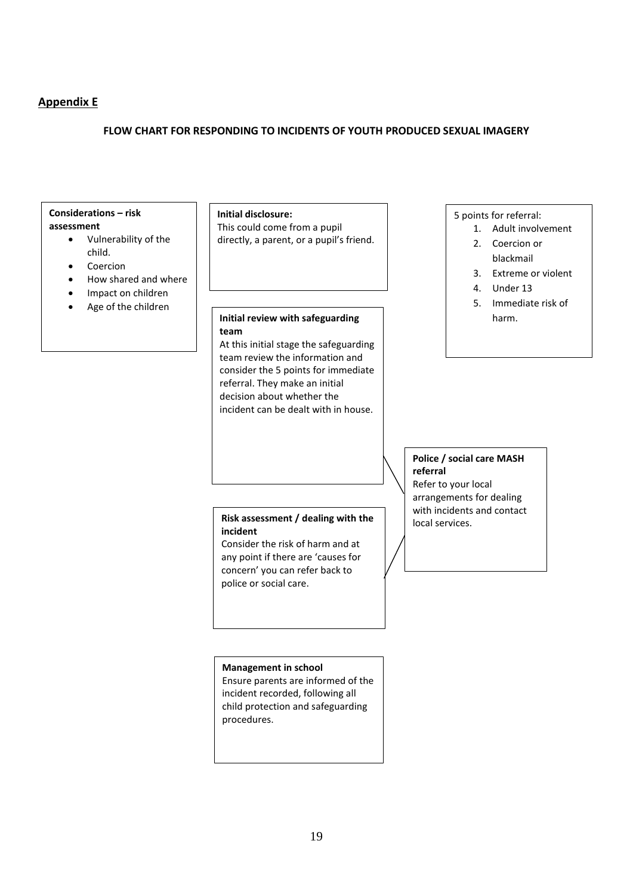## Appendix E

**FLOW CHART FOR RESPONDING TO INCIDENTS OF YOUTH PRODUCED SEXUAL IMAGERY**

**Considerations – risk assessment**

- Vulnerability of the child.
- Coercion
- How shared and where
- Impact on children
- Age of the children

**Initial disclosure:**
This could come from a pupil directly, a parent, or a pupil's friend.

5 points for referral:

1. Adult involvement
2. Coercion or blackmail
3. Extreme or violent
4. Under 13
5. Immediate risk of harm.

**Initial review with safeguarding team**
At this initial stage the safeguarding team review the information and consider the 5 points for immediate referral. They make an initial decision about whether the incident can be dealt with in house.

**Police / social care MASH referral**
Refer to your local arrangements for dealing with incidents and contact local services.

**Risk assessment / dealing with the incident**
Consider the risk of harm and at any point if there are 'causes for concern' you can refer back to police or social care.

**Management in school**
Ensure parents are informed of the incident recorded, following all child protection and safeguarding procedures.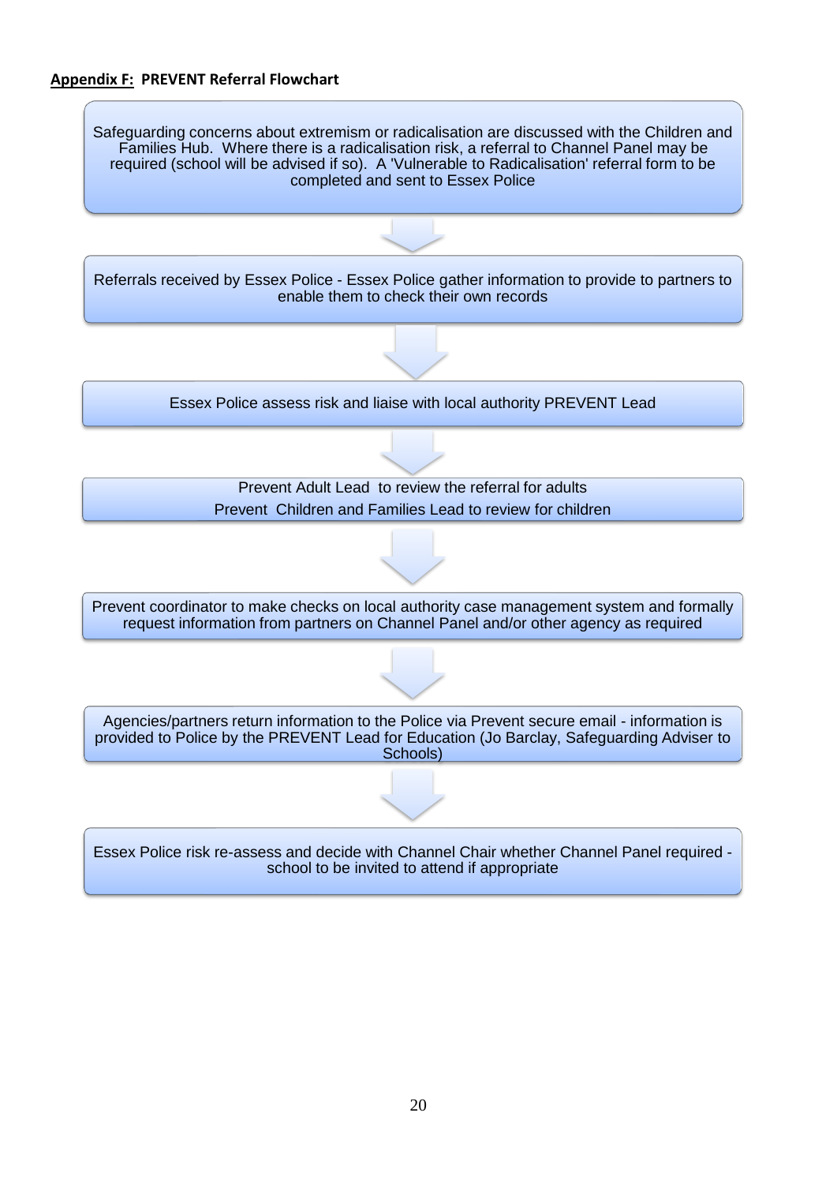**<u>Appendix F:</u> PREVENT Referral Flowchart**

Safeguarding concerns about extremism or radicalisation are discussed with the Children and Families Hub. Where there is a radicalisation risk, a referral to Channel Panel may be required (school will be advised if so). A 'Vulnerable to Radicalisation' referral form to be completed and sent to Essex Police

↓

Referrals received by Essex Police - Essex Police gather information to provide to partners to enable them to check their own records

↓

Essex Police assess risk and liaise with local authority PREVENT Lead

↓

Prevent Adult Lead to review the referral for adults

Prevent Children and Families Lead to review for children

↓

Prevent coordinator to make checks on local authority case management system and formally request information from partners on Channel Panel and/or other agency as required

↓

Agencies/partners return information to the Police via Prevent secure email - information is provided to Police by the PREVENT Lead for Education (Jo Barclay, Safeguarding Adviser to Schools)

↓

Essex Police risk re-assess and decide with Channel Chair whether Channel Panel required - school to be invited to attend if appropriate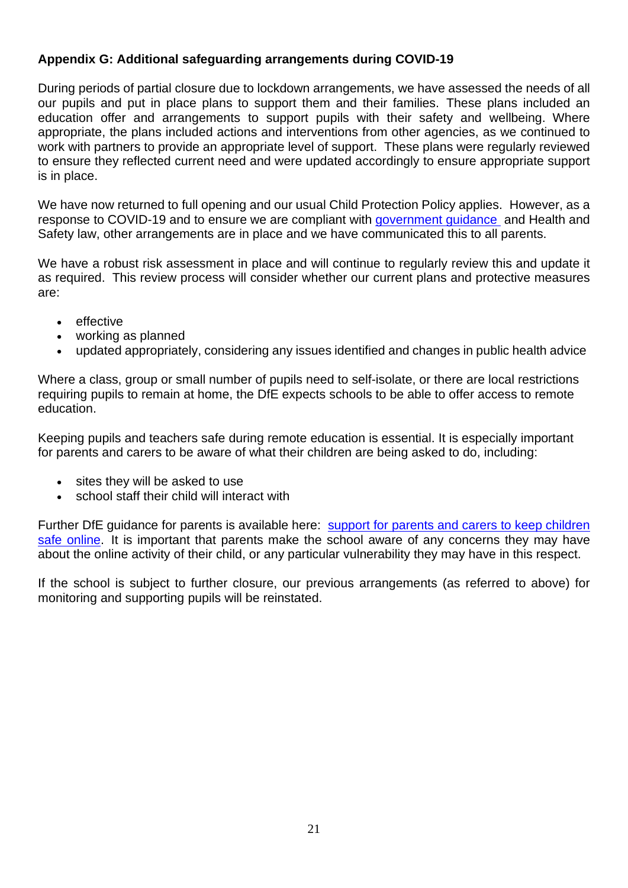**Appendix G: Additional safeguarding arrangements during COVID-19**

During periods of partial closure due to lockdown arrangements, we have assessed the needs of all our pupils and put in place plans to support them and their families. These plans included an education offer and arrangements to support pupils with their safety and wellbeing. Where appropriate, the plans included actions and interventions from other agencies, as we continued to work with partners to provide an appropriate level of support. These plans were regularly reviewed to ensure they reflected current need and were updated accordingly to ensure appropriate support is in place.

We have now returned to full opening and our usual Child Protection Policy applies. However, as a response to COVID-19 and to ensure we are compliant with government guidance and Health and Safety law, other arrangements are in place and we have communicated this to all parents.

We have a robust risk assessment in place and will continue to regularly review this and update it as required. This review process will consider whether our current plans and protective measures are:

- effective
- working as planned
- updated appropriately, considering any issues identified and changes in public health advice

Where a class, group or small number of pupils need to self-isolate, or there are local restrictions requiring pupils to remain at home, the DfE expects schools to be able to offer access to remote education.

Keeping pupils and teachers safe during remote education is essential. It is especially important for parents and carers to be aware of what their children are being asked to do, including:

- sites they will be asked to use
- school staff their child will interact with

Further DfE guidance for parents is available here: support for parents and carers to keep children safe online. It is important that parents make the school aware of any concerns they may have about the online activity of their child, or any particular vulnerability they may have in this respect.

If the school is subject to further closure, our previous arrangements (as referred to above) for monitoring and supporting pupils will be reinstated.